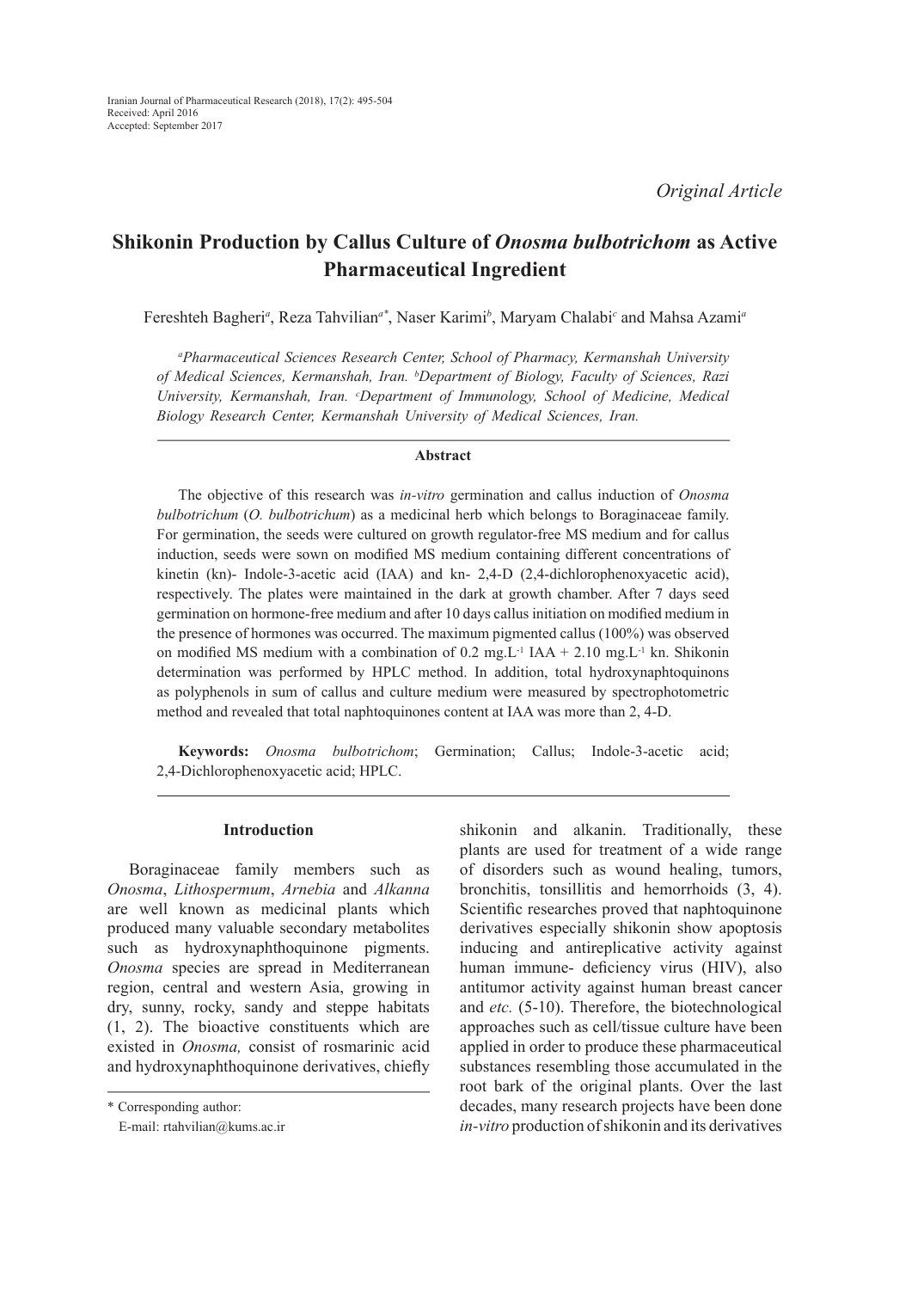*Original Article*

# Shikonin Production by Callus Culture of *Onosma bulbotrichom* as Active Pharmaceutical Ingredient

Fereshteh Bagheri[a], Reza Tahvilian[a*], Naser Karimi[b], Maryam Chalabi[c] and Mahsa Azami[a]

*[a]Pharmaceutical Sciences Research Center, School of Pharmacy, Kermanshah University of Medical Sciences, Kermanshah, Iran. [b]Department of Biology, Faculty of Sciences, Razi University, Kermanshah, Iran. [c]Department of Immunology, School of Medicine, Medical Biology Research Center, Kermanshah University of Medical Sciences, Iran.*

### Abstract

The objective of this research was *in-vitro* germination and callus induction of *Onosma bulbotrichum* (*O. bulbotrichum*) as a medicinal herb which belongs to Boraginaceae family. For germination, the seeds were cultured on growth regulator-free MS medium and for callus induction, seeds were sown on modified MS medium containing different concentrations of kinetin (kn)- Indole-3-acetic acid (IAA) and kn- 2,4-D (2,4-dichlorophenoxyacetic acid), respectively. The plates were maintained in the dark at growth chamber. After 7 days seed germination on hormone-free medium and after 10 days callus initiation on modified medium in the presence of hormones was occurred. The maximum pigmented callus (100%) was observed on modified MS medium with a combination of 0.2 mg.L$^{-1}$ IAA + 2.10 mg.L$^{-1}$ kn. Shikonin determination was performed by HPLC method. In addition, total hydroxynaphtoquinons as polyphenols in sum of callus and culture medium were measured by spectrophotometric method and revealed that total naphtoquinones content at IAA was more than 2, 4-D.

**Keywords:** *Onosma bulbotrichom*; Germination; Callus; Indole-3-acetic acid; 2,4-Dichlorophenoxyacetic acid; HPLC.

## Introduction

Boraginaceae family members such as *Onosma*, *Lithospermum*, *Arnebia* and *Alkanna* are well known as medicinal plants which produced many valuable secondary metabolites such as hydroxynaphthoquinone pigments. *Onosma* species are spread in Mediterranean region, central and western Asia, growing in dry, sunny, rocky, sandy and steppe habitats (1, 2). The bioactive constituents which are existed in *Onosma,* consist of rosmarinic acid and hydroxynaphthoquinone derivatives, chiefly shikonin and alkanin. Traditionally, these plants are used for treatment of a wide range of disorders such as wound healing, tumors, bronchitis, tonsillitis and hemorrhoids (3, 4). Scientific researches proved that naphtoquinone derivatives especially shikonin show apoptosis inducing and antireplicative activity against human immune- deficiency virus (HIV), also antitumor activity against human breast cancer and *etc.* (5-10). Therefore, the biotechnological approaches such as cell/tissue culture have been applied in order to produce these pharmaceutical substances resembling those accumulated in the root bark of the original plants. Over the last decades, many research projects have been done *in-vitro* production of shikonin and its derivatives

\* Corresponding author:
E-mail: rtahvilian@kums.ac.ir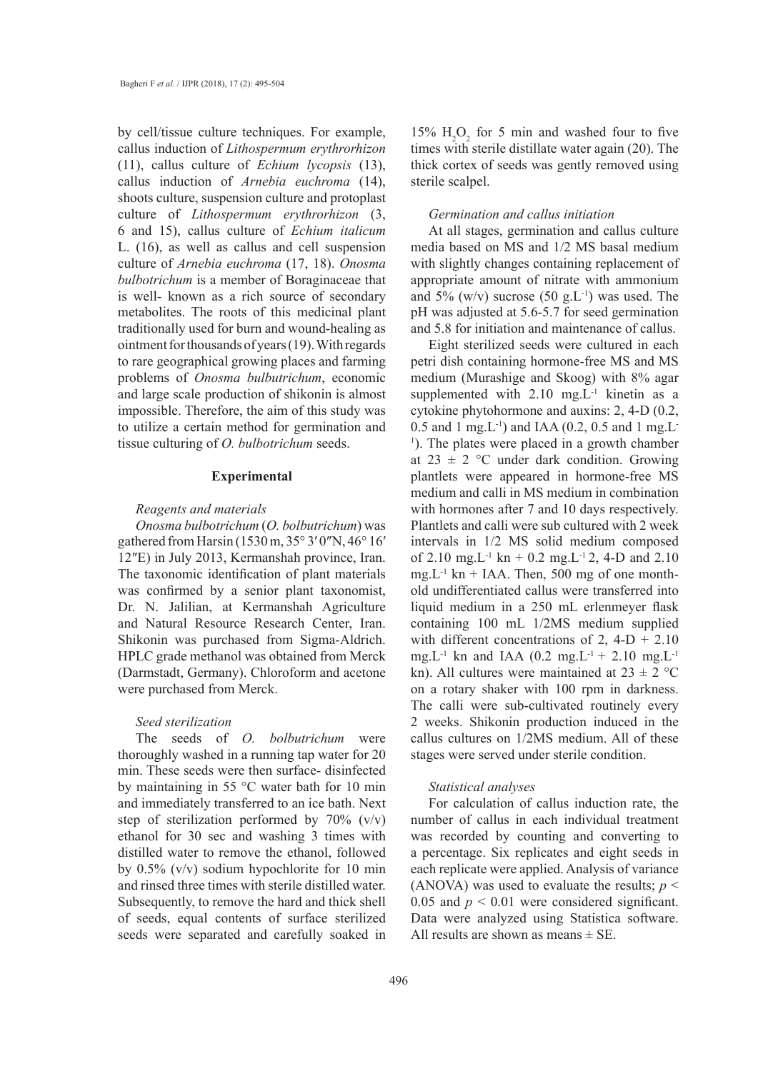by cell/tissue culture techniques. For example, callus induction of *Lithospermum erythrorhizon* (11), callus culture of *Echium lycopsis* (13), callus induction of *Arnebia euchroma* (14), shoots culture, suspension culture and protoplast culture of *Lithospermum erythrorhizon* (3, 6 and 15), callus culture of *Echium italicum* L. (16), as well as callus and cell suspension culture of *Arnebia euchroma* (17, 18). *Onosma bulbotrichum* is a member of Boraginaceae that is well- known as a rich source of secondary metabolites. The roots of this medicinal plant traditionally used for burn and wound-healing as ointment for thousands of years (19). With regards to rare geographical growing places and farming problems of *Onosma bulbutrichum*, economic and large scale production of shikonin is almost impossible. Therefore, the aim of this study was to utilize a certain method for germination and tissue culturing of *O. bulbotrichum* seeds.

## Experimental

### *Reagents and materials*

*Onosma bulbotrichum* (*O. bolbutrichum*) was gathered from Harsin (1530 m, 35° 3′ 0″N, 46° 16′ 12″E) in July 2013, Kermanshah province, Iran. The taxonomic identification of plant materials was confirmed by a senior plant taxonomist, Dr. N. Jalilian, at Kermanshah Agriculture and Natural Resource Research Center, Iran. Shikonin was purchased from Sigma-Aldrich. HPLC grade methanol was obtained from Merck (Darmstadt, Germany). Chloroform and acetone were purchased from Merck.

### *Seed sterilization*

The seeds of *O. bolbutrichum* were thoroughly washed in a running tap water for 20 min. These seeds were then surface- disinfected by maintaining in 55 °C water bath for 10 min and immediately transferred to an ice bath. Next step of sterilization performed by 70% (v/v) ethanol for 30 sec and washing 3 times with distilled water to remove the ethanol, followed by 0.5% (v/v) sodium hypochlorite for 10 min and rinsed three times with sterile distilled water. Subsequently, to remove the hard and thick shell of seeds, equal contents of surface sterilized seeds were separated and carefully soaked in 15% $H_2O_2$ for 5 min and washed four to five times with sterile distillate water again (20). The thick cortex of seeds was gently removed using sterile scalpel.

### *Germination and callus initiation*

At all stages, germination and callus culture media based on MS and 1/2 MS basal medium with slightly changes containing replacement of appropriate amount of nitrate with ammonium and 5% (w/v) sucrose (50 $g.L^{-1}$) was used. The pH was adjusted at 5.6-5.7 for seed germination and 5.8 for initiation and maintenance of callus.

Eight sterilized seeds were cultured in each petri dish containing hormone-free MS and MS medium (Murashige and Skoog) with 8% agar supplemented with 2.10 $mg.L^{-1}$ kinetin as a cytokine phytohormone and auxins: 2, 4-D (0.2, 0.5 and 1 $mg.L^{-1}$) and IAA (0.2, 0.5 and 1 $mg.L^{-1}$). The plates were placed in a growth chamber at 23 ± 2 °C under dark condition. Growing plantlets were appeared in hormone-free MS medium and calli in MS medium in combination with hormones after 7 and 10 days respectively. Plantlets and calli were sub cultured with 2 week intervals in 1/2 MS solid medium composed of 2.10 $mg.L^{-1}$ kn + 0.2 $mg.L^{-1}$ 2, 4-D and 2.10 $mg.L^{-1}$ kn + IAA. Then, 500 mg of one month-old undifferentiated callus were transferred into liquid medium in a 250 mL erlenmeyer flask containing 100 mL 1/2MS medium supplied with different concentrations of 2, 4-D + 2.10 $mg.L^{-1}$ kn and IAA (0.2 $mg.L^{-1}$ + 2.10 $mg.L^{-1}$ kn). All cultures were maintained at 23 ± 2 °C on a rotary shaker with 100 rpm in darkness. The calli were sub-cultivated routinely every 2 weeks. Shikonin production induced in the callus cultures on 1/2MS medium. All of these stages were served under sterile condition.

### *Statistical analyses*

For calculation of callus induction rate, the number of callus in each individual treatment was recorded by counting and converting to a percentage. Six replicates and eight seeds in each replicate were applied. Analysis of variance (ANOVA) was used to evaluate the results; $p < 0.05$ and $p < 0.01$ were considered significant. Data were analyzed using Statistica software. All results are shown as means ± SE.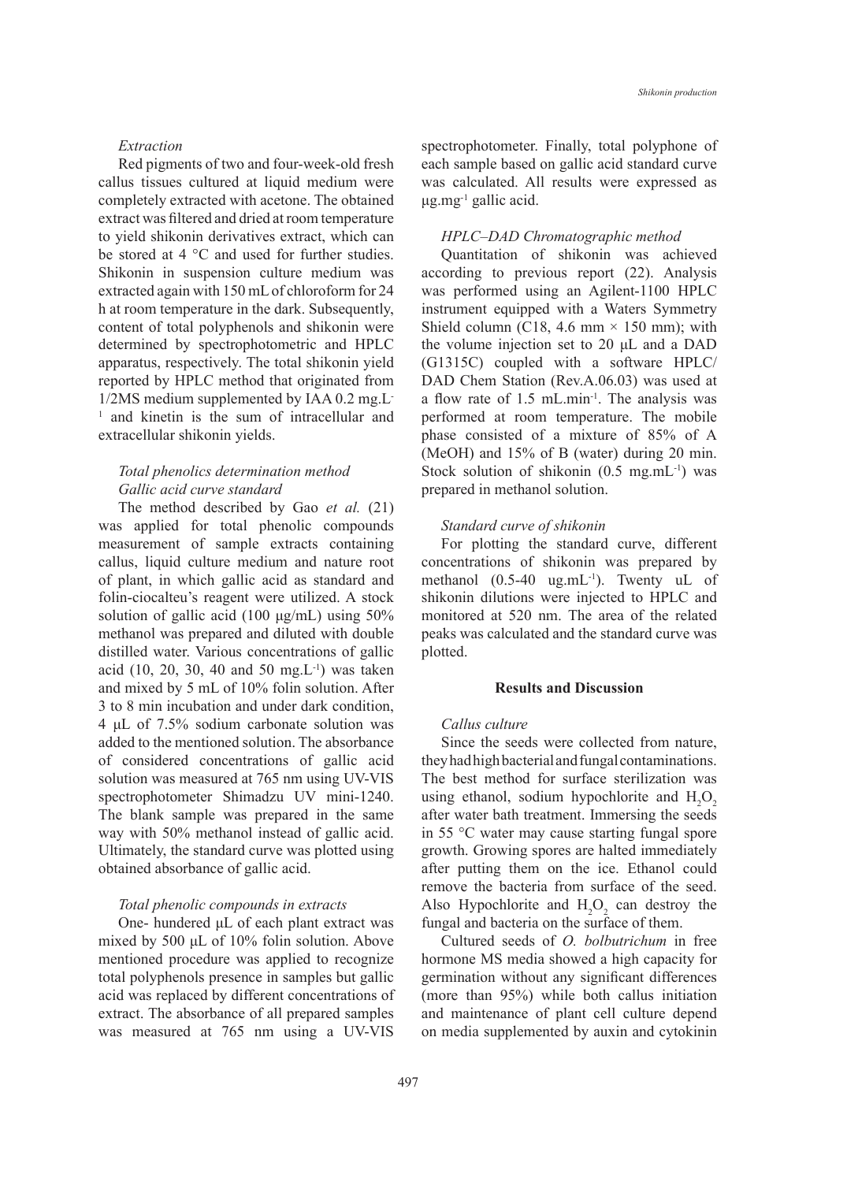*Extraction*

Red pigments of two and four-week-old fresh callus tissues cultured at liquid medium were completely extracted with acetone. The obtained extract was filtered and dried at room temperature to yield shikonin derivatives extract, which can be stored at 4 °C and used for further studies. Shikonin in suspension culture medium was extracted again with 150 mL of chloroform for 24 h at room temperature in the dark. Subsequently, content of total polyphenols and shikonin were determined by spectrophotometric and HPLC apparatus, respectively. The total shikonin yield reported by HPLC method that originated from 1/2MS medium supplemented by IAA 0.2 $mg.L^{-1}$ and kinetin is the sum of intracellular and extracellular shikonin yields.

*Total phenolics determination method*
*Gallic acid curve standard*

The method described by Gao *et al.* (21) was applied for total phenolic compounds measurement of sample extracts containing callus, liquid culture medium and nature root of plant, in which gallic acid as standard and folin-ciocalteu's reagent were utilized. A stock solution of gallic acid (100 µg/mL) using 50% methanol was prepared and diluted with double distilled water. Various concentrations of gallic acid (10, 20, 30, 40 and 50 $mg.L^{-1}$) was taken and mixed by 5 mL of 10% folin solution. After 3 to 8 min incubation and under dark condition, 4 µL of 7.5% sodium carbonate solution was added to the mentioned solution. The absorbance of considered concentrations of gallic acid solution was measured at 765 nm using UV-VIS spectrophotometer Shimadzu UV mini-1240. The blank sample was prepared in the same way with 50% methanol instead of gallic acid. Ultimately, the standard curve was plotted using obtained absorbance of gallic acid.

*Total phenolic compounds in extracts*

One- hundered µL of each plant extract was mixed by 500 µL of 10% folin solution. Above mentioned procedure was applied to recognize total polyphenols presence in samples but gallic acid was replaced by different concentrations of extract. The absorbance of all prepared samples was measured at 765 nm using a UV-VIS spectrophotometer. Finally, total polyphone of each sample based on gallic acid standard curve was calculated. All results were expressed as $\mu g.mg^{-1}$ gallic acid.

*HPLC–DAD Chromatographic method*

Quantitation of shikonin was achieved according to previous report (22). Analysis was performed using an Agilent-1100 HPLC instrument equipped with a Waters Symmetry Shield column (C18, 4.6 mm × 150 mm); with the volume injection set to 20 µL and a DAD (G1315C) coupled with a software HPLC/DAD Chem Station (Rev.A.06.03) was used at a flow rate of 1.5 $mL.min^{-1}$. The analysis was performed at room temperature. The mobile phase consisted of a mixture of 85% of A (MeOH) and 15% of B (water) during 20 min. Stock solution of shikonin (0.5 $mg.mL^{-1}$) was prepared in methanol solution.

*Standard curve of shikonin*

For plotting the standard curve, different concentrations of shikonin was prepared by methanol (0.5-40 $ug.mL^{-1}$). Twenty uL of shikonin dilutions were injected to HPLC and monitored at 520 nm. The area of the related peaks was calculated and the standard curve was plotted.

## Results and Discussion

*Callus culture*

Since the seeds were collected from nature, they had high bacterial and fungal contaminations. The best method for surface sterilization was using ethanol, sodium hypochlorite and $H_2O_2$ after water bath treatment. Immersing the seeds in 55 °C water may cause starting fungal spore growth. Growing spores are halted immediately after putting them on the ice. Ethanol could remove the bacteria from surface of the seed. Also Hypochlorite and $H_2O_2$ can destroy the fungal and bacteria on the surface of them.

Cultured seeds of *O. bolbutrichum* in free hormone MS media showed a high capacity for germination without any significant differences (more than 95%) while both callus initiation and maintenance of plant cell culture depend on media supplemented by auxin and cytokinin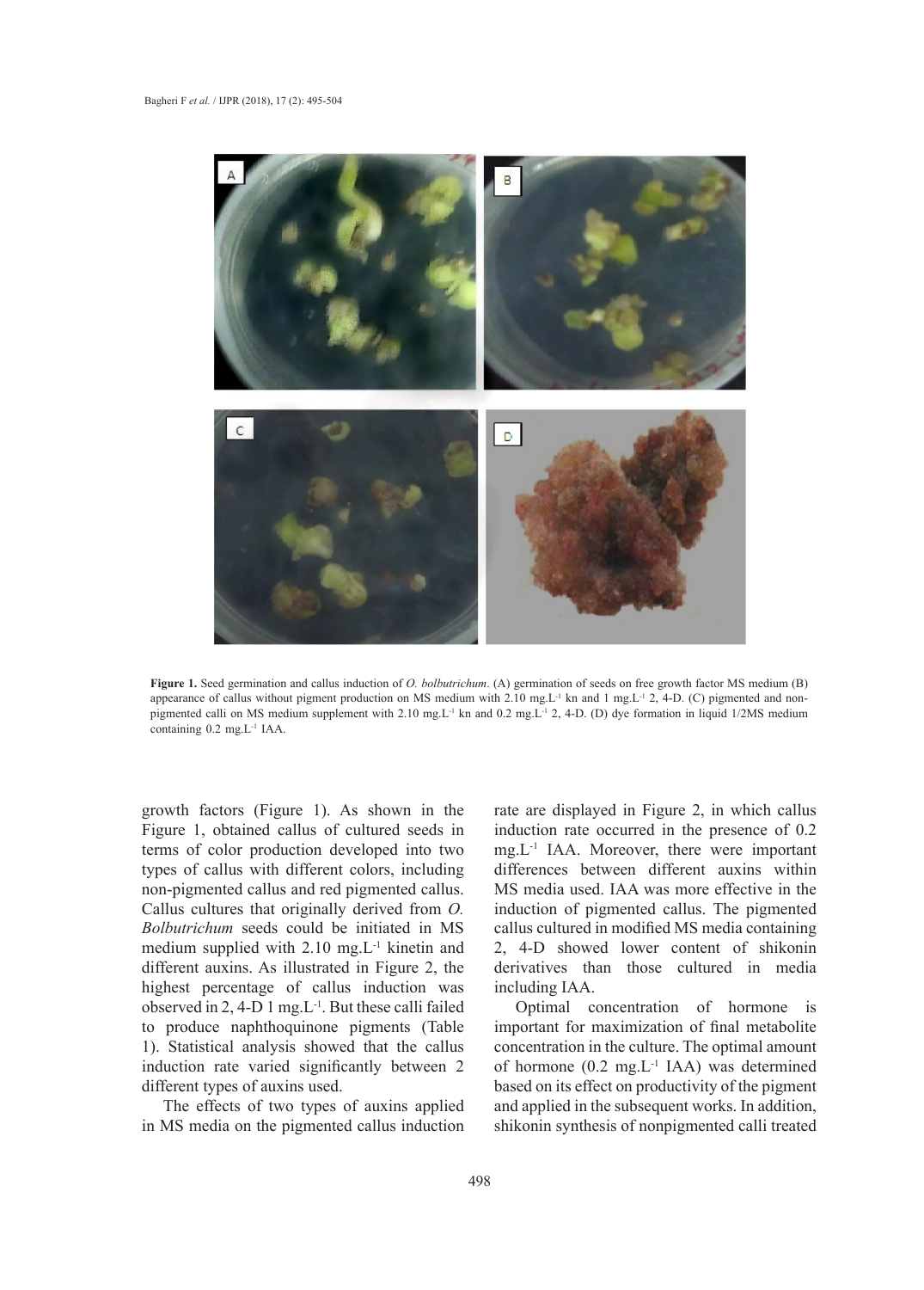**Figure 1.** Seed germination and callus induction of *O. bolbutrichum*. (A) germination of seeds on free growth factor MS medium (B) appearance of callus without pigment production on MS medium with 2.10 mg.L$^{-1}$ kn and 1 mg.L$^{-1}$ 2, 4-D. (C) pigmented and non-pigmented calli on MS medium supplement with 2.10 mg.L$^{-1}$ kn and 0.2 mg.L$^{-1}$ 2, 4-D. (D) dye formation in liquid 1/2MS medium containing 0.2 mg.L$^{-1}$ IAA.

growth factors (Figure 1). As shown in the Figure 1, obtained callus of cultured seeds in terms of color production developed into two types of callus with different colors, including non-pigmented callus and red pigmented callus. Callus cultures that originally derived from *O. Bolbutrichum* seeds could be initiated in MS medium supplied with 2.10 mg.L$^{-1}$ kinetin and different auxins. As illustrated in Figure 2, the highest percentage of callus induction was observed in 2, 4-D 1 mg.L$^{-1}$. But these calli failed to produce naphthoquinone pigments (Table 1). Statistical analysis showed that the callus induction rate varied significantly between 2 different types of auxins used.

The effects of two types of auxins applied in MS media on the pigmented callus induction rate are displayed in Figure 2, in which callus induction rate occurred in the presence of 0.2 mg.L$^{-1}$ IAA. Moreover, there were important differences between different auxins within MS media used. IAA was more effective in the induction of pigmented callus. The pigmented callus cultured in modified MS media containing 2, 4-D showed lower content of shikonin derivatives than those cultured in media including IAA.

Optimal concentration of hormone is important for maximization of final metabolite concentration in the culture. The optimal amount of hormone (0.2 mg.L$^{-1}$ IAA) was determined based on its effect on productivity of the pigment and applied in the subsequent works. In addition, shikonin synthesis of nonpigmented calli treated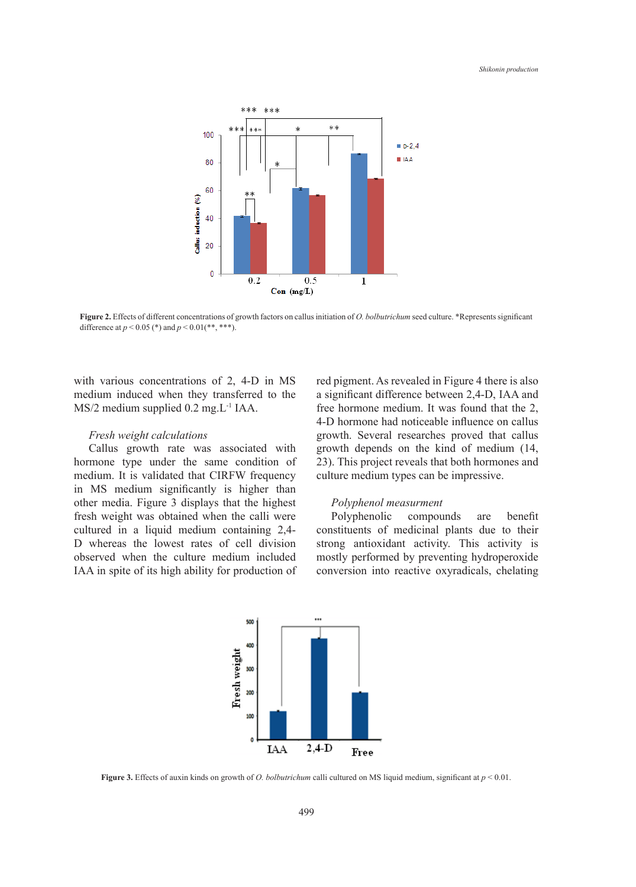Figure 2. Effects of different concentrations of growth factors on callus initiation of *O. bolbutrichum* seed culture. *Represents significant difference at $p < 0.05$ (*) and $p < 0.01$(**, ***).

with various concentrations of 2, 4-D in MS medium induced when they transferred to the MS/2 medium supplied 0.2 mg.L$^{-1}$ IAA.

*Fresh weight calculations*

Callus growth rate was associated with hormone type under the same condition of medium. It is validated that CIRFW frequency in MS medium significantly is higher than other media. Figure 3 displays that the highest fresh weight was obtained when the calli were cultured in a liquid medium containing 2,4-D whereas the lowest rates of cell division observed when the culture medium included IAA in spite of its high ability for production of red pigment. As revealed in Figure 4 there is also a significant difference between 2,4-D, IAA and free hormone medium. It was found that the 2, 4-D hormone had noticeable influence on callus growth. Several researches proved that callus growth depends on the kind of medium (14, 23). This project reveals that both hormones and culture medium types can be impressive.

*Polyphenol measurment*

Polyphenolic compounds are benefit constituents of medicinal plants due to their strong antioxidant activity. This activity is mostly performed by preventing hydroperoxide conversion into reactive oxyradicals, chelating

Figure 3. Effects of auxin kinds on growth of *O. bolbutrichum* calli cultured on MS liquid medium, significant at $p < 0.01$.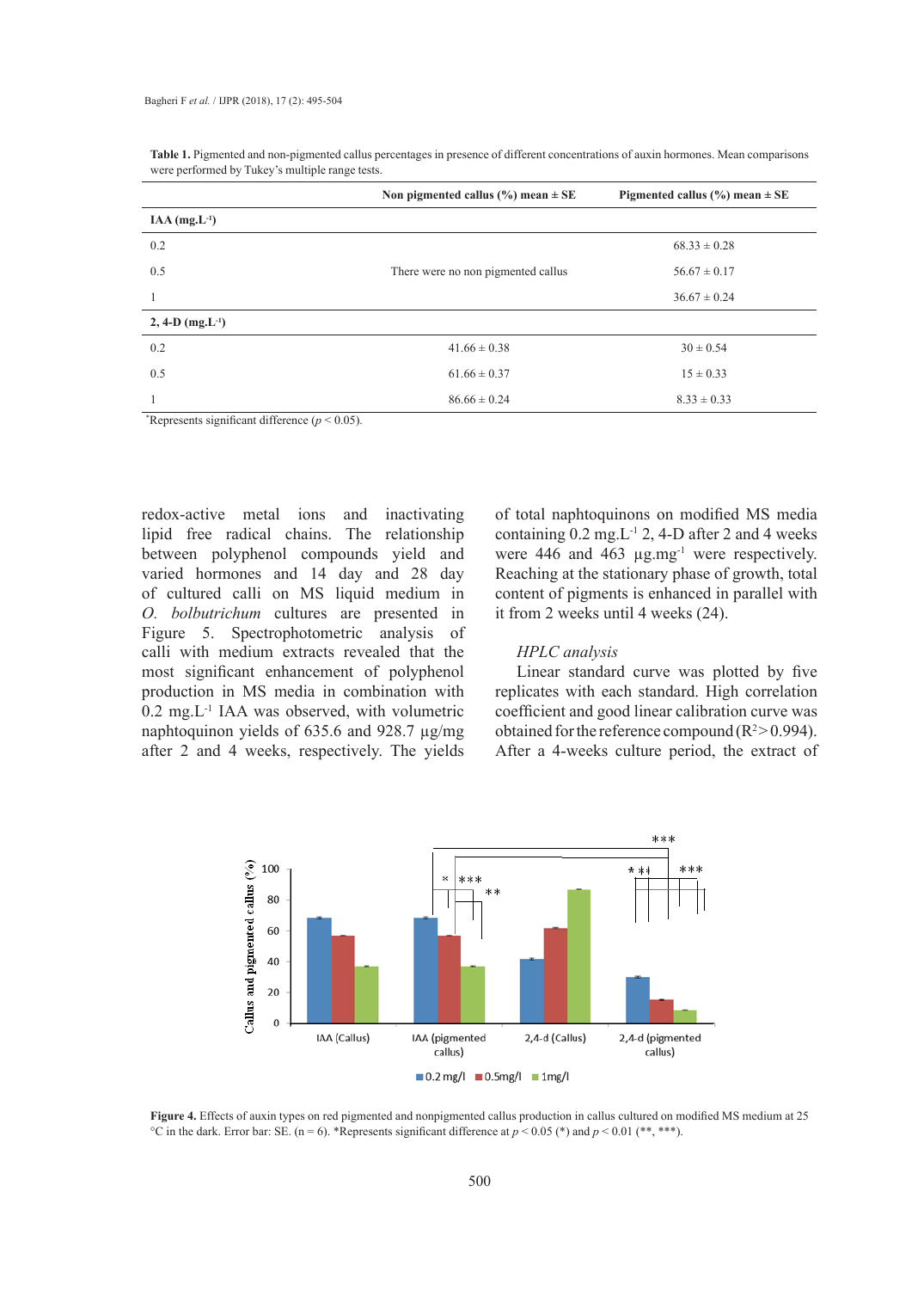**Table 1.** Pigmented and non-pigmented callus percentages in presence of different concentrations of auxin hormones. Mean comparisons were performed by Tukey's multiple range tests.

| | Non pigmented callus (%) mean ± SE | Pigmented calls (%) mean ± SE |
|---|---|---|
| **IAA (mg.L⁻¹)** | | |
| 0.2 | | 68.33 ± 0.28 |
| 0.5 | There were no non pigmented callus | 56.67 ± 0.17 |
| 1 | | 36.67 ± 0.24 |
| **2, 4-D (mg.L⁻¹)** | | |
| 0.2 | 41.66 ± 0.38 | 30 ± 0.54 |
| 0.5 | 61.66 ± 0.37 | 15 ± 0.33 |
| 1 | 86.66 ± 0.24 | 8.33 ± 0.33 |

*Represents significant difference ($p < 0.05$).

redox-active metal ions and inactivating lipid free radical chains. The relationship between polyphenol compounds yield and varied hormones and 14 day and 28 day of cultured calli on MS liquid medium in *O. bolbutrichum* cultures are presented in Figure 5. Spectrophotometric analysis of calli with medium extracts revealed that the most significant enhancement of polyphenol production in MS media in combination with 0.2 mg.L$^{-1}$ IAA was observed, with volumetric naphtoquinon yields of 635.6 and 928.7 µg/mg after 2 and 4 weeks, respectively. The yields of total naphtoquinons on modified MS media containing 0.2 mg.L$^{-1}$ 2, 4-D after 2 and 4 weeks were 446 and 463 µg.mg$^{-1}$ were respectively. Reaching at the stationary phase of growth, total content of pigments is enhanced in parallel with it from 2 weeks until 4 weeks (24).

### *HPLC analysis*

Linear standard curve was plotted by five replicates with each standard. High correlation coefficient and good linear calibration curve was obtained for the reference compound ($R^2 > 0.994$). After a 4-weeks culture period, the extract of

**Figure 4.** Effects of auxin types on red pigmented and nonpigmented callus production in callus cultured on modified MS medium at 25 °C in the dark. Error bar: SE. (n = 6). *Represents significant difference at $p < 0.05$ (*) and $p < 0.01$ (**, ***).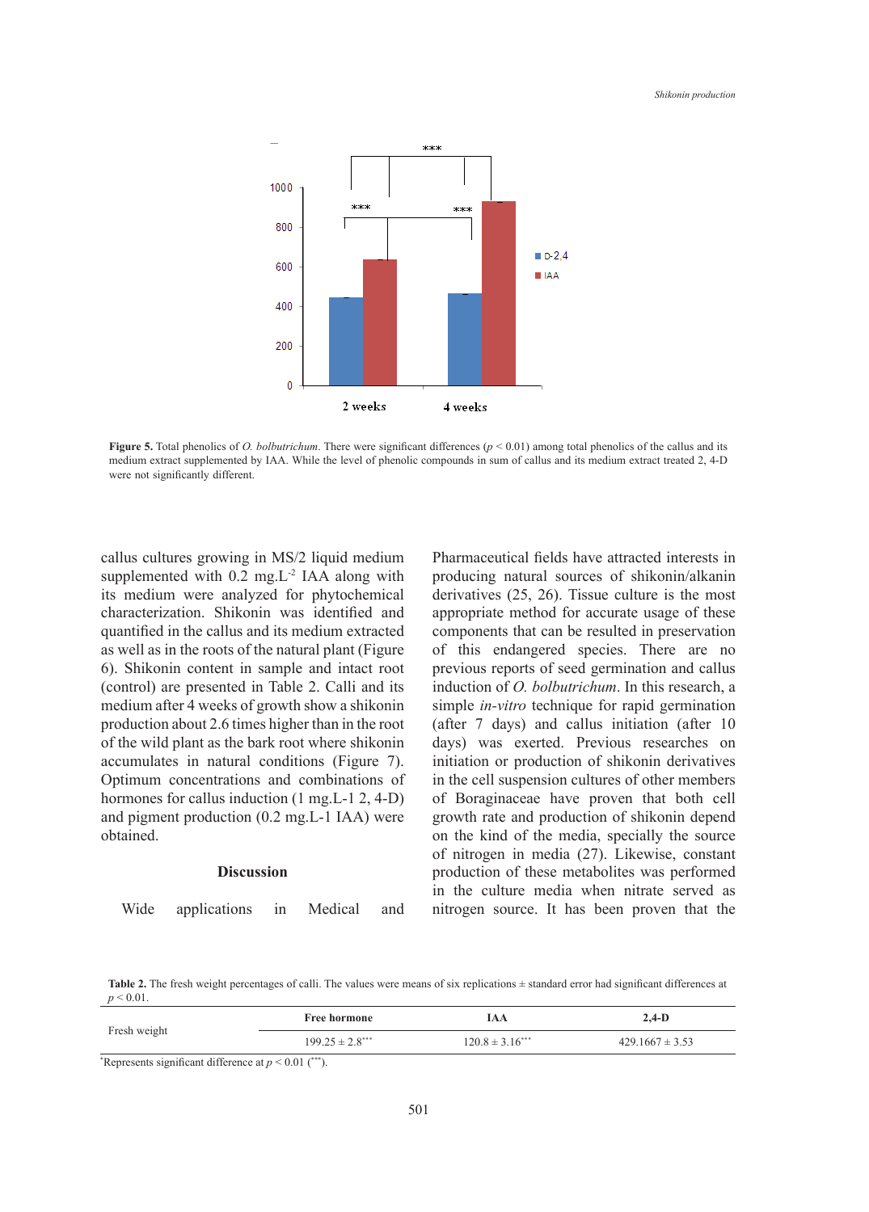**Figure 5.** Total phenolics of *O. bolbutrichum*. There were significant differences ($p < 0.01$) among total phenolics of the callus and its medium extract supplemented by IAA. While the level of phenolic compounds in sum of callus and its medium extract treated 2, 4-D were not significantly different.

callus cultures growing in MS/2 liquid medium supplemented with 0.2 mg.L$^{-2}$ IAA along with its medium were analyzed for phytochemical characterization. Shikonin was identified and quantified in the callus and its medium extracted as well as in the roots of the natural plant (Figure 6). Shikonin content in sample and intact root (control) are presented in Table 2. Calli and its medium after 4 weeks of growth show a shikonin production about 2.6 times higher than in the root of the wild plant as the bark root where shikonin accumulates in natural conditions (Figure 7). Optimum concentrations and combinations of hormones for callus induction (1 mg.L-1 2, 4-D) and pigment production (0.2 mg.L-1 IAA) were obtained.

## Discussion

Wide applications in Medical and Pharmaceutical fields have attracted interests in producing natural sources of shikonin/alkanin derivatives (25, 26). Tissue culture is the most appropriate method for accurate usage of these components that can be resulted in preservation of this endangered species. There are no previous reports of seed germination and callus induction of *O. bolbutrichum*. In this research, a simple *in-vitro* technique for rapid germination (after 7 days) and callus initiation (after 10 days) was exerted. Previous researches on initiation or production of shikonin derivatives in the cell suspension cultures of other members of Boraginaceae have proven that both cell growth rate and production of shikonin depend on the kind of the media, specially the source of nitrogen in media (27). Likewise, constant production of these metabolites was performed in the culture media when nitrate served as nitrogen source. It has been proven that the

**Table 2.** The fresh weight percentages of calli. The values were means of six replications ± standard error had significant differences at $p < 0.01$.

| | Free hormone | IAA | 2,4-D |
|---|---|---|---|
| Fresh weight | 199.25 ± 2.8$^{***}$ | 120.8 ± 3.16$^{***}$ | 429.1667 ± 3.53 |

$^{*}$Represents significant difference at $p < 0.01$ ($^{***}$).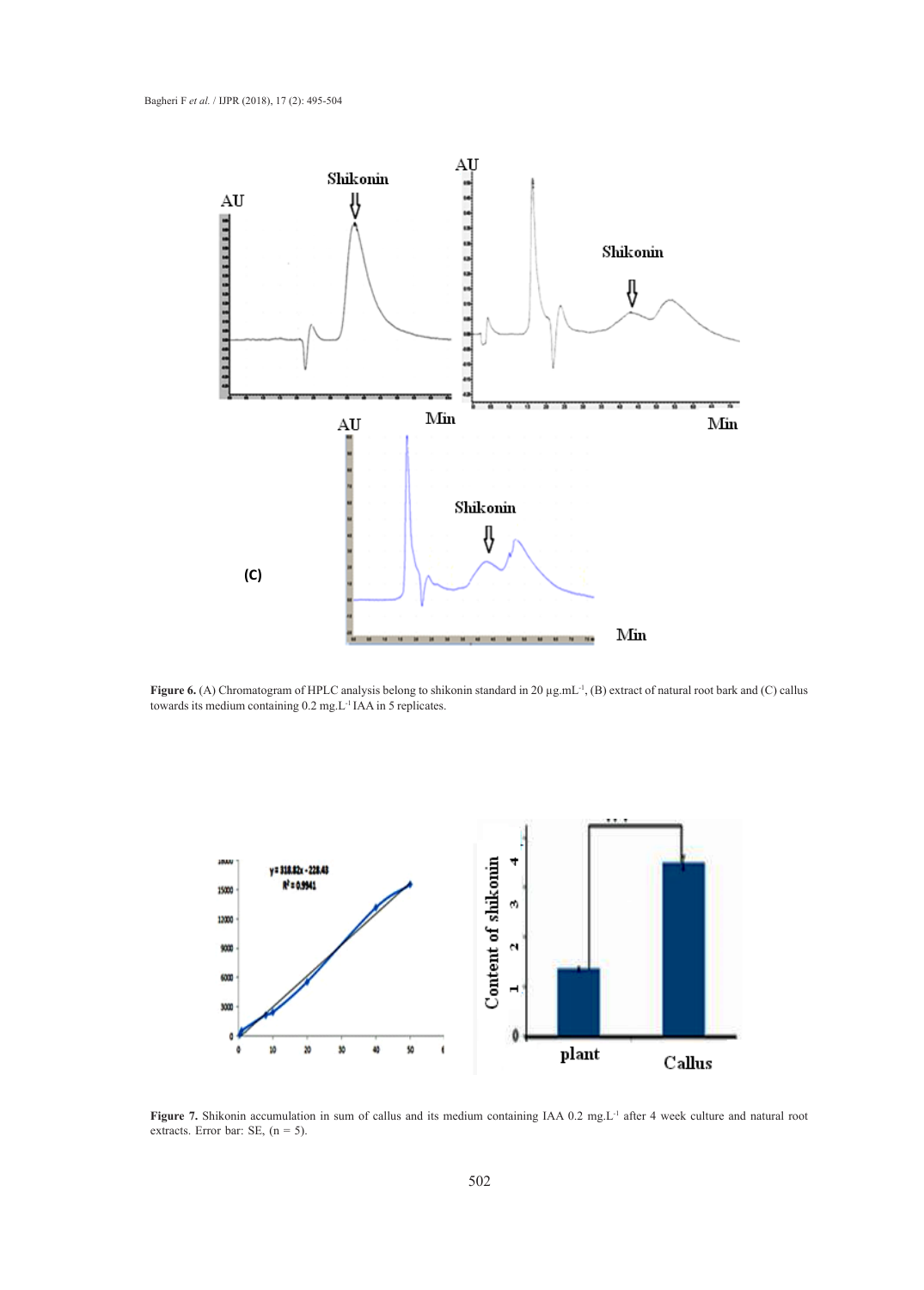**Figure 6.** (A) Chromatogram of HPLC analysis belong to shikonin standard in 20 µg.mL$^{-1}$, (B) extract of natural root bark and (C) callus towards its medium containing 0.2 mg.L$^{-1}$ IAA in 5 replicates.

**Figure 7.** Shikonin accumulation in sum of callus and its medium containing IAA 0.2 mg.L$^{-1}$ after 4 week culture and natural root extracts. Error bar: SE, (n = 5).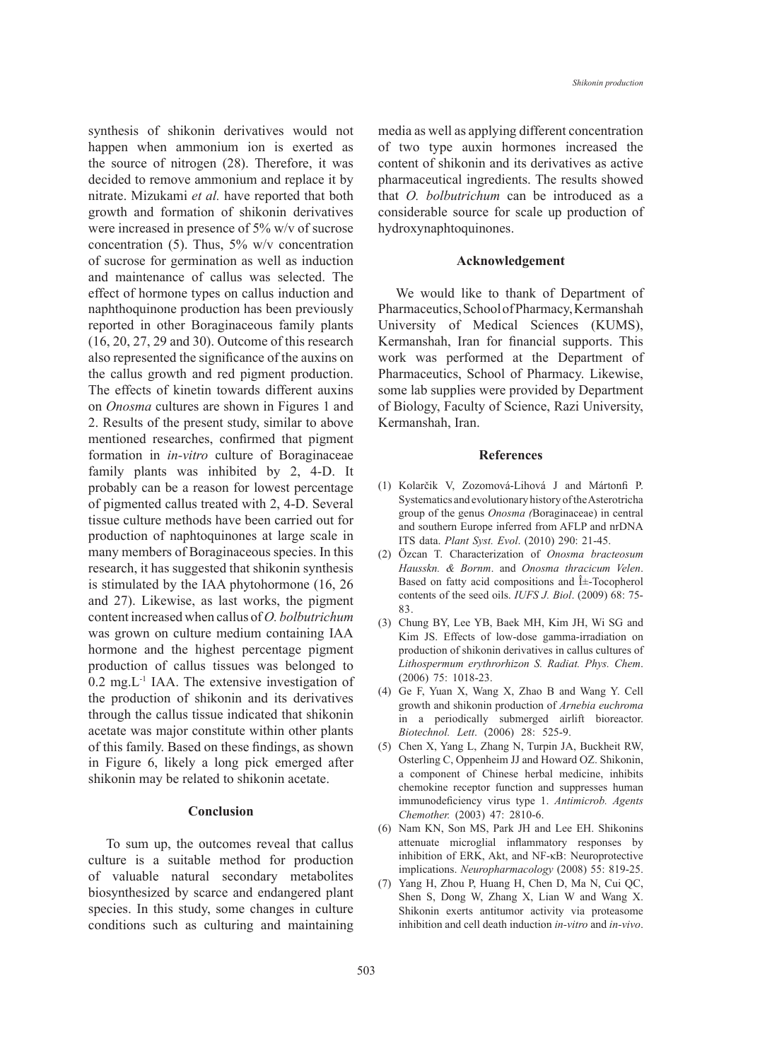synthesis of shikonin derivatives would not happen when ammonium ion is exerted as the source of nitrogen (28). Therefore, it was decided to remove ammonium and replace it by nitrate. Mizukami *et al.* have reported that both growth and formation of shikonin derivatives were increased in presence of 5% w/v of sucrose concentration (5). Thus, 5% w/v concentration of sucrose for germination as well as induction and maintenance of callus was selected. The effect of hormone types on callus induction and naphthoquinone production has been previously reported in other Boraginaceous family plants (16, 20, 27, 29 and 30). Outcome of this research also represented the significance of the auxins on the callus growth and red pigment production. The effects of kinetin towards different auxins on *Onosma* cultures are shown in Figures 1 and 2. Results of the present study, similar to above mentioned researches, confirmed that pigment formation in *in-vitro* culture of Boraginaceae family plants was inhibited by 2, 4-D. It probably can be a reason for lowest percentage of pigmented callus treated with 2, 4-D. Several tissue culture methods have been carried out for production of naphtoquinones at large scale in many members of Boraginaceous species. In this research, it has suggested that shikonin synthesis is stimulated by the IAA phytohormone (16, 26 and 27). Likewise, as last works, the pigment content increased when callus of *O. bolbutrichum* was grown on culture medium containing IAA hormone and the highest percentage pigment production of callus tissues was belonged to 0.2 $mg.L^{-1}$ IAA. The extensive investigation of the production of shikonin and its derivatives through the callus tissue indicated that shikonin acetate was major constitute within other plants of this family. Based on these findings, as shown in Figure 6, likely a long pick emerged after shikonin may be related to shikonin acetate.

## Conclusion

To sum up, the outcomes reveal that callus culture is a suitable method for production of valuable natural secondary metabolites biosynthesized by scarce and endangered plant species. In this study, some changes in culture conditions such as culturing and maintaining media as well as applying different concentration of two type auxin hormones increased the content of shikonin and its derivatives as active pharmaceutical ingredients. The results showed that *O. bolbutrichum* can be introduced as a considerable source for scale up production of hydroxynaphtoquinones.

## Acknowledgement

We would like to thank of Department of Pharmaceutics, School of Pharmacy, Kermanshah University of Medical Sciences (KUMS), Kermanshah, Iran for financial supports. This work was performed at the Department of Pharmaceutics, School of Pharmacy. Likewise, some lab supplies were provided by Department of Biology, Faculty of Science, Razi University, Kermanshah, Iran.

## References

(1) Kolarčik V, Zozomová-Lihová J and Mártonfi P. Systematics and evolutionary history of the Asterotricha group of the genus *Onosma (*Boraginaceae) in central and southern Europe inferred from AFLP and nrDNA ITS data. *Plant Syst. Evol*. (2010) 290: 21-45.

(2) Özcan T. Characterization of *Onosma bracteosum Hausskn. & Bornm*. and *Onosma thracicum Velen*. Based on fatty acid compositions and Î±-Tocopherol contents of the seed oils. *IUFS J. Biol*. (2009) 68: 75-83.

(3) Chung BY, Lee YB, Baek MH, Kim JH, Wi SG and Kim JS. Effects of low-dose gamma-irradiation on production of shikonin derivatives in callus cultures of *Lithospermum erythrorhizon S. Radiat. Phys. Chem*. (2006) 75: 1018-23.

(4) Ge F, Yuan X, Wang X, Zhao B and Wang Y. Cell growth and shikonin production of *Arnebia euchroma* in a periodically submerged airlift bioreactor. *Biotechnol. Lett*. (2006) 28: 525-9.

(5) Chen X, Yang L, Zhang N, Turpin JA, Buckheit RW, Osterling C, Oppenheim JJ and Howard OZ. Shikonin, a component of Chinese herbal medicine, inhibits chemokine receptor function and suppresses human immunodeficiency virus type 1. *Antimicrob. Agents Chemother.* (2003) 47: 2810-6.

(6) Nam KN, Son MS, Park JH and Lee EH. Shikonins attenuate microglial inflammatory responses by inhibition of ERK, Akt, and NF-κB: Neuroprotective implications. *Neuropharmacology* (2008) 55: 819-25.

(7) Yang H, Zhou P, Huang H, Chen D, Ma N, Cui QC, Shen S, Dong W, Zhang X, Lian W and Wang X. Shikonin exerts antitumor activity via proteasome inhibition and cell death induction *in-vitro* and *in-vivo*.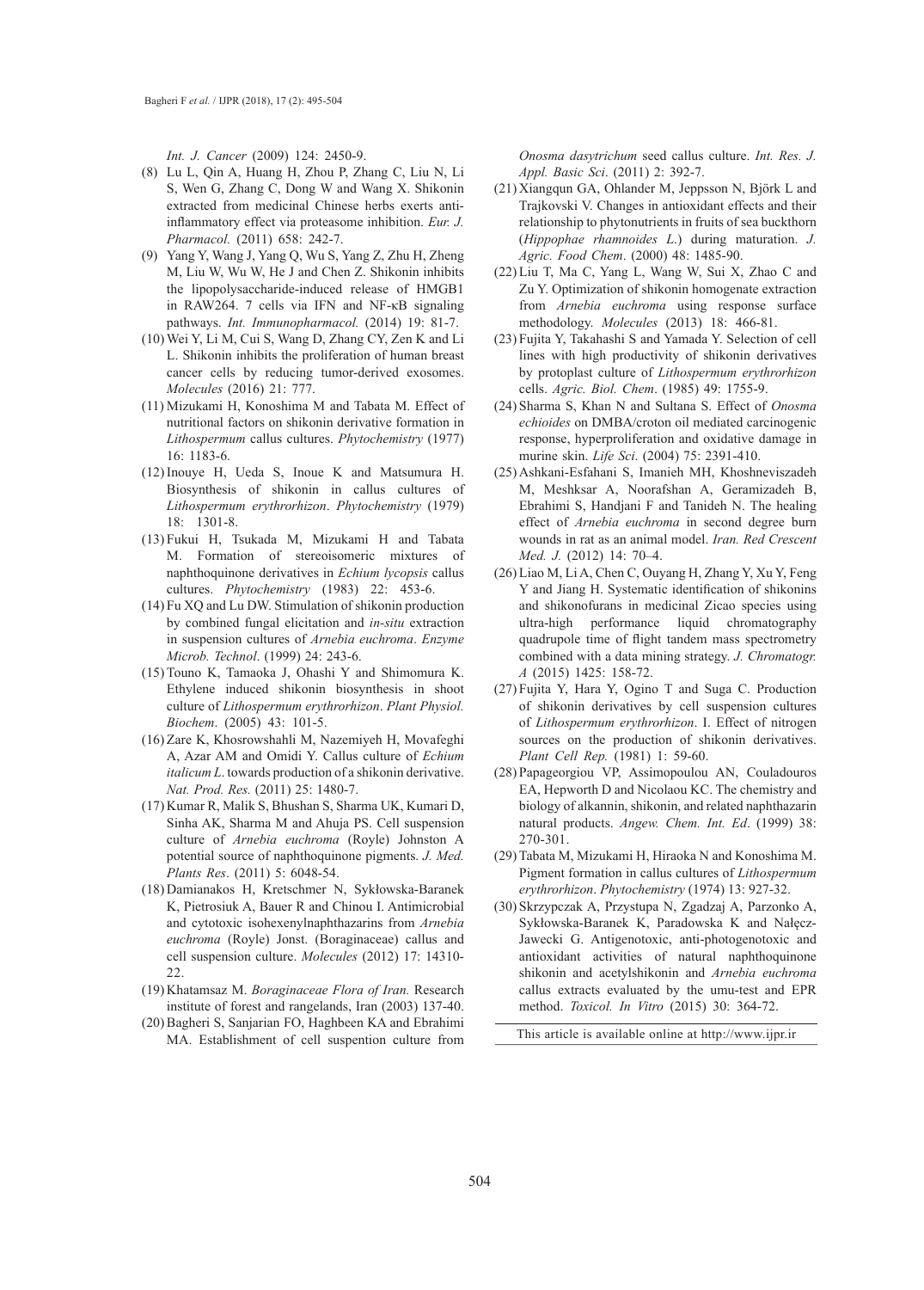*Int. J. Cancer* (2009) 124: 2450-9.

(8) Lu L, Qin A, Huang H, Zhou P, Zhang C, Liu N, Li S, Wen G, Zhang C, Dong W and Wang X. Shikonin extracted from medicinal Chinese herbs exerts anti-inflammatory effect via proteasome inhibition. *Eur. J. Pharmacol.* (2011) 658: 242-7.

(9) Yang Y, Wang J, Yang Q, Wu S, Yang Z, Zhu H, Zheng M, Liu W, Wu W, He J and Chen Z. Shikonin inhibits the lipopolysaccharide-induced release of HMGB1 in RAW264. 7 cells via IFN and NF-κB signaling pathways. *Int. Immunopharmacol.* (2014) 19: 81-7.

(10) Wei Y, Li M, Cui S, Wang D, Zhang CY, Zen K and Li L. Shikonin inhibits the proliferation of human breast cancer cells by reducing tumor-derived exosomes. *Molecules* (2016) 21: 777.

(11) Mizukami H, Konoshima M and Tabata M. Effect of nutritional factors on shikonin derivative formation in *Lithospermum* callus cultures. *Phytochemistry* (1977) 16: 1183-6.

(12) Inouye H, Ueda S, Inoue K and Matsumura H. Biosynthesis of shikonin in callus cultures of *Lithospermum erythrorhizon*. *Phytochemistry* (1979) 18: 1301-8.

(13) Fukui H, Tsukada M, Mizukami H and Tabata M. Formation of stereoisomeric mixtures of naphthoquinone derivatives in *Echium lycopsis* callus cultures. *Phytochemistry* (1983) 22: 453-6.

(14) Fu XQ and Lu DW. Stimulation of shikonin production by combined fungal elicitation and *in-situ* extraction in suspension cultures of *Arnebia euchroma*. *Enzyme Microb. Technol*. (1999) 24: 243-6.

(15) Touno K, Tamaoka J, Ohashi Y and Shimomura K. Ethylene induced shikonin biosynthesis in shoot culture of *Lithospermum erythrorhizon*. *Plant Physiol. Biochem*. (2005) 43: 101-5.

(16) Zare K, Khosrowshahli M, Nazemiyeh H, Movafeghi A, Azar AM and Omidi Y. Callus culture of *Echium italicum L*. towards production of a shikonin derivative. *Nat. Prod. Res.* (2011) 25: 1480-7.

(17) Kumar R, Malik S, Bhushan S, Sharma UK, Kumari D, Sinha AK, Sharma M and Ahuja PS. Cell suspension culture of *Arnebia euchroma* (Royle) Johnston A potential source of naphthoquinone pigments. *J. Med. Plants Res*. (2011) 5: 6048-54.

(18) Damianakos H, Kretschmer N, Sykłowska-Baranek K, Pietrosiuk A, Bauer R and Chinou I. Antimicrobial and cytotoxic isohexenylnaphthazarins from *Arnebia euchroma* (Royle) Jonst. (Boraginaceae) callus and cell suspension culture. *Molecules* (2012) 17: 14310-22.

(19) Khatamsaz M. *Boraginaceae Flora of Iran.* Research institute of forest and rangelands, Iran (2003) 137-40.

(20) Bagheri S, Sanjarian FO, Haghbeen KA and Ebrahimi MA. Establishment of cell suspention culture from *Onosma dasytrichum* seed callus culture. *Int. Res. J. Appl. Basic Sci*. (2011) 2: 392-7.

(21) Xiangqun GA, Ohlander M, Jeppsson N, Björk L and Trajkovski V. Changes in antioxidant effects and their relationship to phytonutrients in fruits of sea buckthorn (*Hippophae rhamnoides L*.) during maturation. *J. Agric. Food Chem*. (2000) 48: 1485-90.

(22) Liu T, Ma C, Yang L, Wang W, Sui X, Zhao C and Zu Y. Optimization of shikonin homogenate extraction from *Arnebia euchroma* using response surface methodology. *Molecules* (2013) 18: 466-81.

(23) Fujita Y, Takahashi S and Yamada Y. Selection of cell lines with high productivity of shikonin derivatives by protoplast culture of *Lithospermum erythrorhizon* cells. *Agric. Biol. Chem*. (1985) 49: 1755-9.

(24) Sharma S, Khan N and Sultana S. Effect of *Onosma echioides* on DMBA/croton oil mediated carcinogenic response, hyperproliferation and oxidative damage in murine skin. *Life Sci*. (2004) 75: 2391-410.

(25) Ashkani-Esfahani S, Imanieh MH, Khoshneviszadeh M, Meshksar A, Noorafshan A, Geramizadeh B, Ebrahimi S, Handjani F and Tanideh N. The healing effect of *Arnebia euchroma* in second degree burn wounds in rat as an animal model. *Iran. Red Crescent Med. J.* (2012) 14: 70–4.

(26) Liao M, Li A, Chen C, Ouyang H, Zhang Y, Xu Y, Feng Y and Jiang H. Systematic identification of shikonins and shikonofurans in medicinal Zicao species using ultra-high performance liquid chromatography quadrupole time of flight tandem mass spectrometry combined with a data mining strategy. *J. Chromatogr. A* (2015) 1425: 158-72.

(27) Fujita Y, Hara Y, Ogino T and Suga C. Production of shikonin derivatives by cell suspension cultures of *Lithospermum erythrorhizon*. I. Effect of nitrogen sources on the production of shikonin derivatives. *Plant Cell Rep.* (1981) 1: 59-60.

(28) Papageorgiou VP, Assimopoulou AN, Couladouros EA, Hepworth D and Nicolaou KC. The chemistry and biology of alkannin, shikonin, and related naphthazarin natural products. *Angew. Chem. Int. Ed*. (1999) 38: 270-301.

(29) Tabata M, Mizukami H, Hiraoka N and Konoshima M. Pigment formation in callus cultures of *Lithospermum erythrorhizon*. *Phytochemistry* (1974) 13: 927-32.

(30) Skrzypczak A, Przystupa N, Zgadzaj A, Parzonko A, Sykłowska-Baranek K, Paradowska K and Nałęcz-Jawecki G. Antigenotoxic, anti-photogenotoxic and antioxidant activities of natural naphthoquinone shikonin and acetylshikonin and *Arnebia euchroma* callus extracts evaluated by the umu-test and EPR method. *Toxicol. In Vitro* (2015) 30: 364-72.

This article is available online at http://www.ijpr.ir